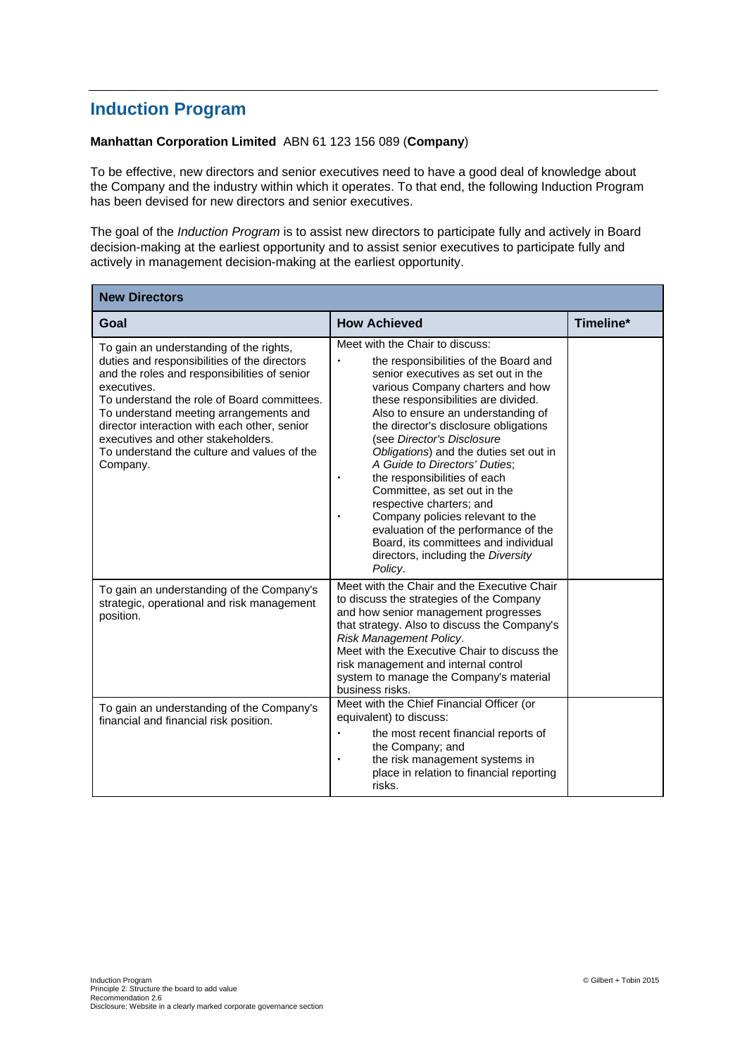# Induction Program

**Manhattan Corporation Limited** ABN 61 123 156 089 (**Company**)

To be effective, new directors and senior executives need to have a good deal of knowledge about the Company and the industry within which it operates. To that end, the following Induction Program has been devised for new directors and senior executives.

The goal of the *Induction Program* is to assist new directors to participate fully and actively in Board decision-making at the earliest opportunity and to assist senior executives to participate fully and actively in management decision-making at the earliest opportunity.

| **New Directors** | | |
|---|---|---|
| **Goal** | **How Achieved** | **Timeline\*** |
| To gain an understanding of the rights, duties and responsibilities of the directors and the roles and responsibilities of senior executives.<br>To understand the role of Board committees.<br>To understand meeting arrangements and director interaction with each other, senior executives and other stakeholders.<br>To understand the culture and values of the Company. | Meet with the Chair to discuss:<br>• the responsibilities of the Board and senior executives as set out in the various Company charters and how these responsibilities are divided. Also to ensure an understanding of the director's disclosure obligations (see *Director's Disclosure Obligations*) and the duties set out in *A Guide to Directors' Duties*;<br>• the responsibilities of each Committee, as set out in the respective charters; and<br>• Company policies relevant to the evaluation of the performance of the Board, its committees and individual directors, including the *Diversity Policy*. | |
| To gain an understanding of the Company's strategic, operational and risk management position. | Meet with the Chair and the Executive Chair to discuss the strategies of the Company and how senior management progresses that strategy. Also to discuss the Company's *Risk Management Policy*.<br>Meet with the Executive Chair to discuss the risk management and internal control system to manage the Company's material business risks. | |
| To gain an understanding of the Company's financial and financial risk position. | Meet with the Chief Financial Officer (or equivalent) to discuss:<br>• the most recent financial reports of the Company; and<br>• the risk management systems in place in relation to financial reporting risks. | |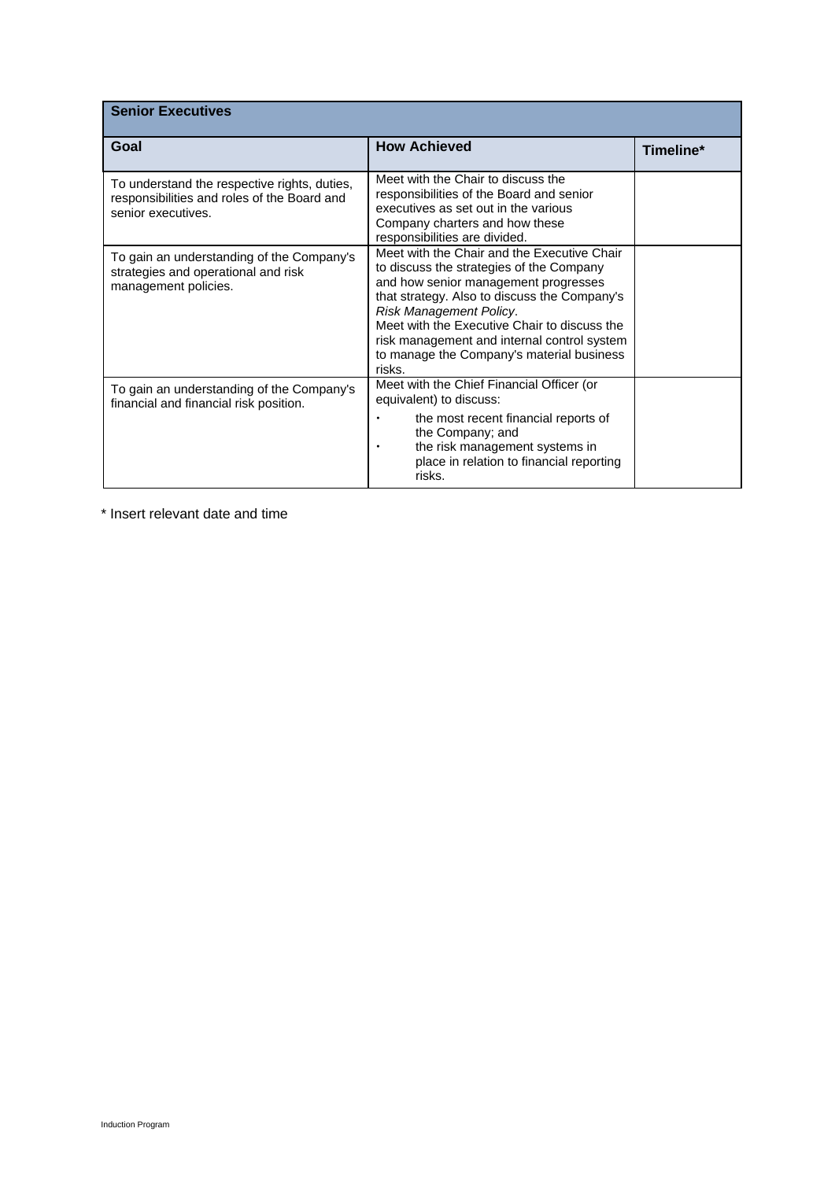| Senior Executives | | |
|---|---|---|
| **Goal** | **How Achieved** | **Timeline*** |
| To understand the respective rights, duties, responsibilities and roles of the Board and senior executives. | Meet with the Chair to discuss the responsibilities of the Board and senior executives as set out in the various Company charters and how these responsibilities are divided. | |
| To gain an understanding of the Company's strategies and operational and risk management policies. | Meet with the Chair and the Executive Chair to discuss the strategies of the Company and how senior management progresses that strategy. Also to discuss the Company's *Risk Management Policy*.<br>Meet with the Executive Chair to discuss the risk management and internal control system to manage the Company's material business risks. | |
| To gain an understanding of the Company's financial and financial risk position. | Meet with the Chief Financial Officer (or equivalent) to discuss:<br>• the most recent financial reports of the Company; and<br>• the risk management systems in place in relation to financial reporting risks. | |

* Insert relevant date and time